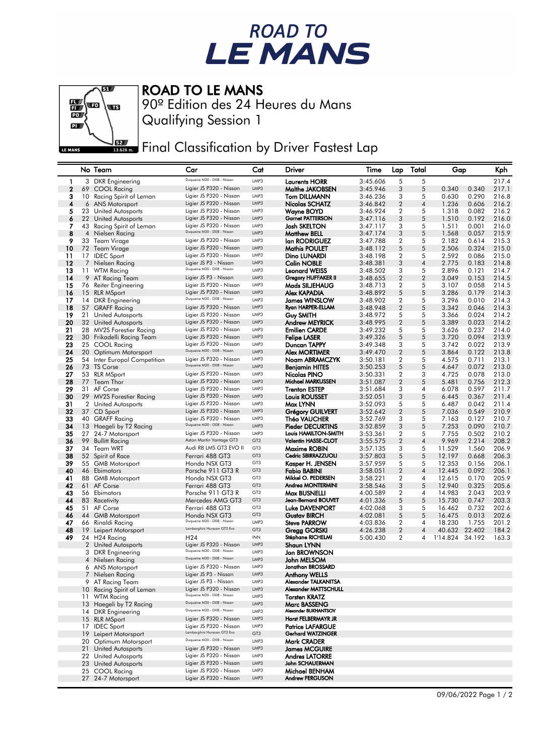# ROAD TO LE MANS

## ROAD TO LE MANS

90º Edition des 24 Heures du Mans

Qualifying Session 1

### Final Classification by Driver Fastest Lap

| | No | Team | Car | Cat | Driver | Time | Lap | Total | Gap | | Kph |
|---|---|---|---|---|---|---|---|---|---|---|---|
| 1 | 3 | DKR Engineering | Duqueine M30 - D08 - Nissan | LMP3 | Laurents HORR | 3:45.606 | 5 | 5 | | | 217.4 |
| 2 | 69 | COOL Racing | Ligier JS P320 - Nissan | LMP3 | Malthe JAKOBSEN | 3:45.946 | 3 | 5 | 0.340 | 0.340 | 217.1 |
| 3 | 10 | Racing Spirit of Leman | Ligier JS P320 - Nissan | LMP3 | Tom DILLMANN | 3:46.236 | 3 | 5 | 0.630 | 0.290 | 216.8 |
| 4 | 6 | ANS Motorsport | Ligier JS P320 - Nissan | LMP3 | Nicolas SCHATZ | 3:46.842 | 2 | 4 | 1.236 | 0.606 | 216.2 |
| 5 | 23 | United Autosports | Ligier JS P320 - Nissan | LMP3 | Wayne BOYD | 3:46.924 | 2 | 5 | 1.318 | 0.082 | 216.2 |
| 6 | 22 | United Autosports | Ligier JS P320 - Nissan | LMP3 | Garnet PATTERSON | 3:47.116 | 3 | 5 | 1.510 | 0.192 | 216.0 |
| 7 | 43 | Racing Spirit of Leman | Ligier JS P320 - Nissan | LMP3 | Josh SKELTON | 3:47.117 | 3 | 5 | 1.511 | 0.001 | 216.0 |
| 8 | 4 | Nielsen Racing | Duqueine M30 - D08 - Nissan | LMP3 | Matthew BELL | 3:47.174 | 3 | 5 | 1.568 | 0.057 | 215.9 |
| 9 | 33 | Team Virage | Ligier JS P320 - Nissan | LMP3 | Ian RODRIGUEZ | 3:47.788 | 2 | 5 | 2.182 | 0.614 | 215.3 |
| 10 | 72 | Team Virage | Ligier JS P320 - Nissan | LMP3 | Mathis POULET | 3:48.112 | 5 | 5 | 2.506 | 0.324 | 215.0 |
| 11 | 17 | IDEC Sport | Ligier JS P320 - Nissan | LMP3 | Dino LUNARDI | 3:48.198 | 2 | 5 | 2.592 | 0.086 | 215.0 |
| 12 | 7 | Nielsen Racing | Ligier JS P3 - Nissan | LMP3 | Colin NOBLE | 3:48.381 | 3 | 4 | 2.775 | 0.183 | 214.8 |
| 13 | 11 | WTM Racing | Duqueine M30 - D08 - Nissan | LMP3 | Leonard WEISS | 3:48.502 | 3 | 5 | 2.896 | 0.121 | 214.7 |
| 14 | 9 | AT Racing Team | Ligier JS P3 - Nissan | LMP3 | Gregory HUFFAKER II | 3:48.655 | 2 | 2 | 3.049 | 0.153 | 214.5 |
| 15 | 76 | Reiter Engineering | Ligier JS P320 - Nissan | LMP3 | Mads SILJEHAUG | 3:48.713 | 2 | 5 | 3.107 | 0.058 | 214.5 |
| 16 | 15 | RLR MSport | Ligier JS P320 - Nissan | LMP3 | Alex KAPADIA | 3:48.892 | 5 | 5 | 3.286 | 0.179 | 214.3 |
| 17 | 14 | DKR Engineering | Duqueine M30 - D08 - Nissan | LMP3 | James WINSLOW | 3:48.902 | 2 | 5 | 3.296 | 0.010 | 214.3 |
| 18 | 57 | GRAFF Racing | Ligier JS P320 - Nissan | LMP3 | Ryan HARPER-ELLAM | 3:48.948 | 2 | 5 | 3.342 | 0.046 | 214.3 |
| 19 | 21 | United Autosports | Ligier JS P320 - Nissan | LMP3 | Guy SMITH | 3:48.972 | 5 | 5 | 3.366 | 0.024 | 214.2 |
| 20 | 32 | United Autosports | Ligier JS P320 - Nissan | LMP3 | Andrew MEYRICK | 3:48.995 | 2 | 5 | 3.389 | 0.023 | 214.2 |
| 21 | 28 | MV2S Forestier Racing | Ligier JS P320 - Nissan | LMP3 | Emilien CARDE | 3:49.232 | 5 | 5 | 3.626 | 0.237 | 214.0 |
| 22 | 30 | Frikadelli Racing Team | Ligier JS P320 - Nissan | LMP3 | Felipe LASER | 3:49.326 | 5 | 5 | 3.720 | 0.094 | 213.9 |
| 23 | 25 | COOL Racing | Ligier JS P320 - Nissan | LMP3 | Duncan TAPPY | 3:49.348 | 3 | 5 | 3.742 | 0.022 | 213.9 |
| 24 | 20 | Optimum Motorsport | Duqueine M30 - D08 - Nissan | LMP3 | Alex MORTIMER | 3:49.470 | 2 | 5 | 3.864 | 0.122 | 213.8 |
| 25 | 54 | Inter Europol Competition | Ligier JS P320 - Nissan | LMP3 | Noam ABRAMCZYK | 3:50.181 | 2 | 5 | 4.575 | 0.711 | 213.1 |
| 26 | 73 | TS Corse | Duqueine M30 - D08 - Nissan | LMP3 | Benjamin HITES | 3:50.253 | 5 | 5 | 4.647 | 0.072 | 213.0 |
| 27 | 53 | RLR MSport | Ligier JS P320 - Nissan | LMP3 | Nicolas PINO | 3:50.331 | 2 | 3 | 4.725 | 0.078 | 213.0 |
| 28 | 77 | Team Thor | Ligier JS P320 - Nissan | LMP3 | Michael MARKUSSEN | 3:51.087 | 2 | 5 | 5.481 | 0.756 | 212.3 |
| 29 | 31 | AF Corse | Ligier JS P320 - Nissan | LMP3 | Trenton ESTEP | 3:51.684 | 3 | 4 | 6.078 | 0.597 | 211.7 |
| 30 | 29 | MV2S Forestier Racing | Ligier JS P320 - Nissan | LMP3 | Louis ROUSSET | 3:52.051 | 3 | 5 | 6.445 | 0.367 | 211.4 |
| 31 | 2 | United Autosports | Ligier JS P320 - Nissan | LMP3 | Max LYNN | 3:52.093 | 5 | 5 | 6.487 | 0.042 | 211.4 |
| 32 | 37 | CD Sport | Ligier JS P320 - Nissan | LMP3 | Grégory GUILVERT | 3:52.642 | 2 | 5 | 7.036 | 0.549 | 210.9 |
| 33 | 40 | GRAFF Racing | Ligier JS P320 - Nissan | LMP3 | Théo VAUCHER | 3:52.769 | 3 | 5 | 7.163 | 0.127 | 210.7 |
| 34 | 13 | Haegeli by T2 Racing | Duqueine M30 - D08 - Nissan | LMP3 | Pieder DECURTINS | 3:52.859 | 3 | 5 | 7.253 | 0.090 | 210.7 |
| 35 | 27 | 24-7 Motorsport | Ligier JS P320 - Nissan | LMP3 | Louis HAMILTON-SMITH | 3:53.361 | 2 | 5 | 7.755 | 0.502 | 210.2 |
| 36 | 99 | Bullitt Racing | Aston Martin Vantage GT3 | GT3 | Valentin HASSE-CLOT | 3:55.575 | 2 | 4 | 9.969 | 2.214 | 208.2 |
| 37 | 34 | Team WRT | Audi R8 LMS GT3 EVO II | GT3 | Maxime ROBIN | 3:57.135 | 3 | 5 | 11.529 | 1.560 | 206.9 |
| 38 | 52 | Spirit of Race | Ferrari 488 GT3 | GT3 | Cedric SBIRRAZZUOLI | 3:57.803 | 5 | 5 | 12.197 | 0.668 | 206.3 |
| 39 | 55 | GMB Motorsport | Honda NSX GT3 | GT3 | Kasper H. JENSEN | 3:57.959 | 5 | 5 | 12.353 | 0.156 | 206.1 |
| 40 | 46 | Ebimotors | Porsche 911 GT3 R | GT3 | Fabio BABINI | 3:58.051 | 2 | 4 | 12.445 | 0.092 | 206.1 |
| 41 | 88 | GMB Motorsport | Honda NSX GT3 | GT3 | Mikkel O. PEDERSEN | 3:58.221 | 2 | 4 | 12.615 | 0.170 | 205.9 |
| 42 | 61 | AF Corse | Ferrari 488 GT3 | GT3 | Andrea MONTERMINI | 3:58.546 | 3 | 5 | 12.940 | 0.325 | 205.6 |
| 43 | 56 | Ebimotors | Porsche 911 GT3 R | GT3 | Max BUSNELLI | 4:00.589 | 2 | 4 | 14.983 | 2.043 | 203.9 |
| 44 | 83 | Racetivity | Mercedes AMG GT3 | GT3 | Jean-Bernard BOUVET | 4:01.336 | 5 | 5 | 15.730 | 0.747 | 203.3 |
| 45 | 51 | AF Corse | Ferrari 488 GT3 | GT3 | Luke DAVENPORT | 4:02.068 | 3 | 5 | 16.462 | 0.732 | 202.6 |
| 46 | 44 | GMB Motorsport | Honda NSX GT3 | GT3 | Gustav BIRCH | 4:02.081 | 5 | 5 | 16.475 | 0.013 | 202.6 |
| 47 | 66 | Rinaldi Racing | Duqueine M30 - D08 - Nissan | LMP3 | Steve PARROW | 4:03.836 | 2 | 4 | 18.230 | 1.755 | 201.2 |
| 48 | 19 | Leipert Motorsport | Lamborghini Huracan GT3 Evo | GT3 | Gregg GORSKI | 4:26.238 | 2 | 4 | 40.632 | 22.402 | 184.2 |
| 49 | 24 | H24 Racing | H24 | INN | Stéphane RICHELMI | 5:00.430 | 2 | 4 | 1'14.824 | 34.192 | 163.3 |
| | 2 | United Autosports | Ligier JS P320 - Nissan | LMP3 | Shaun LYNN | | | | | | |
| | 3 | DKR Engineering | Duqueine M30 - D08 - Nissan | LMP3 | Jon BROWNSON | | | | | | |
| | 4 | Nielsen Racing | Duqueine M30 - D08 - Nissan | LMP3 | John MELSOM | | | | | | |
| | 6 | ANS Motorsport | Ligier JS P320 - Nissan | LMP3 | Jonathan BROSSARD | | | | | | |
| | 7 | Nielsen Racing | Ligier JS P3 - Nissan | LMP3 | Anthony WELLS | | | | | | |
| | 9 | AT Racing Team | Ligier JS P3 - Nissan | LMP3 | Alexander TALKANITSA | | | | | | |
| | 10 | Racing Spirit of Leman | Ligier JS P320 - Nissan | LMP3 | Alexander MATTSCHULL | | | | | | |
| | 11 | WTM Racing | Duqueine M30 - D08 - Nissan | LMP3 | Torsten KRATZ | | | | | | |
| | 13 | Haegeli by T2 Racing | Duqueine M30 - D08 - Nissan | LMP3 | Marc BASSENG | | | | | | |
| | 14 | DKR Engineering | Duqueine M30 - D08 - Nissan | LMP3 | Alexander BUKHANTSOV | | | | | | |
| | 15 | RLR MSport | Ligier JS P320 - Nissan | LMP3 | Horst FELBERMAYR JR | | | | | | |
| | 17 | IDEC Sport | Ligier JS P320 - Nissan | LMP3 | Patrice LAFARGUE | | | | | | |
| | 19 | Leipert Motorsport | Lamborghini Huracan GT3 Evo | GT3 | Gerhard WATZINGER | | | | | | |
| | 20 | Optimum Motorsport | Duqueine M30 - D08 - Nissan | LMP3 | Mark CRADER | | | | | | |
| | 21 | United Autosports | Ligier JS P320 - Nissan | LMP3 | James MCGUIRE | | | | | | |
| | 22 | United Autosports | Ligier JS P320 - Nissan | LMP3 | Andres LATORRE | | | | | | |
| | 23 | United Autosports | Ligier JS P320 - Nissan | LMP3 | John SCHAUERMAN | | | | | | |
| | 25 | COOL Racing | Ligier JS P320 - Nissan | LMP3 | Michael BENHAM | | | | | | |
| | 27 | 24-7 Motorsport | Ligier JS P320 - Nissan | LMP3 | Andrew FERGUSON | | | | | | |

09/06/2022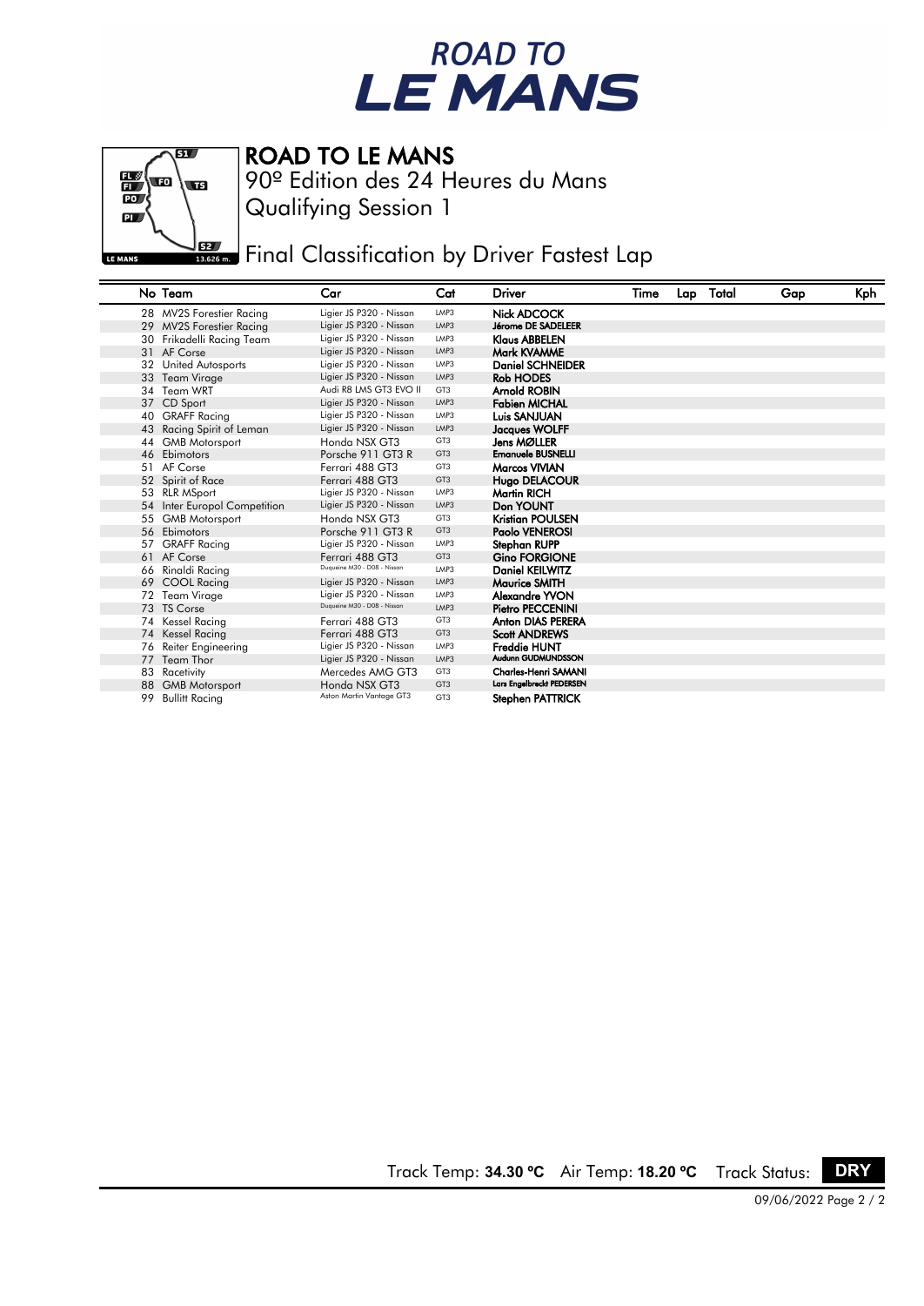# ROAD TO LE MANS

## ROAD TO LE MANS

90º Edition des 24 Heures du Mans

Qualifying Session 1

## Final Classification by Driver Fastest Lap

| No | Team | Car | Cat | Driver | Time | Lap | Total | Gap | Kph |
|---|---|---|---|---|---|---|---|---|---|
| 28 | MV2S Forestier Racing | Ligier JS P320 - Nissan | LMP3 | Nick ADCOCK | | | | | |
| 29 | MV2S Forestier Racing | Ligier JS P320 - Nissan | LMP3 | Jérome DE SADELEER | | | | | |
| 30 | Frikadelli Racing Team | Ligier JS P320 - Nissan | LMP3 | Klaus ABBELEN | | | | | |
| 31 | AF Corse | Ligier JS P320 - Nissan | LMP3 | Mark KVAMME | | | | | |
| 32 | United Autosports | Ligier JS P320 - Nissan | LMP3 | Daniel SCHNEIDER | | | | | |
| 33 | Team Virage | Ligier JS P320 - Nissan | LMP3 | Rob HODES | | | | | |
| 34 | Team WRT | Audi R8 LMS GT3 EVO II | GT3 | Arnold ROBIN | | | | | |
| 37 | CD Sport | Ligier JS P320 - Nissan | LMP3 | Fabien MICHAL | | | | | |
| 40 | GRAFF Racing | Ligier JS P320 - Nissan | LMP3 | Luis SANJUAN | | | | | |
| 43 | Racing Spirit of Leman | Ligier JS P320 - Nissan | LMP3 | Jacques WOLFF | | | | | |
| 44 | GMB Motorsport | Honda NSX GT3 | GT3 | Jens MØLLER | | | | | |
| 46 | Ebimotors | Porsche 911 GT3 R | GT3 | Emanuele BUSNELLI | | | | | |
| 51 | AF Corse | Ferrari 488 GT3 | GT3 | Marcos VIVIAN | | | | | |
| 52 | Spirit of Race | Ferrari 488 GT3 | GT3 | Hugo DELACOUR | | | | | |
| 53 | RLR MSport | Ligier JS P320 - Nissan | LMP3 | Martin RICH | | | | | |
| 54 | Inter Europol Competition | Ligier JS P320 - Nissan | LMP3 | Don YOUNT | | | | | |
| 55 | GMB Motorsport | Honda NSX GT3 | GT3 | Kristian POULSEN | | | | | |
| 56 | Ebimotors | Porsche 911 GT3 R | GT3 | Paolo VENEROSI | | | | | |
| 57 | GRAFF Racing | Ligier JS P320 - Nissan | LMP3 | Stephan RUPP | | | | | |
| 61 | AF Corse | Ferrari 488 GT3 | GT3 | Gino FORGIONE | | | | | |
| 66 | Rinaldi Racing | Duqueine M30 - D08 - Nissan | LMP3 | Daniel KEILWITZ | | | | | |
| 69 | COOL Racing | Ligier JS P320 - Nissan | LMP3 | Maurice SMITH | | | | | |
| 72 | Team Virage | Ligier JS P320 - Nissan | LMP3 | Alexandre YVON | | | | | |
| 73 | TS Corse | Duqueine M30 - D08 - Nissan | LMP3 | Pietro PECCENINI | | | | | |
| 74 | Kessel Racing | Ferrari 488 GT3 | GT3 | Anton DIAS PERERA | | | | | |
| 74 | Kessel Racing | Ferrari 488 GT3 | GT3 | Scott ANDREWS | | | | | |
| 76 | Reiter Engineering | Ligier JS P320 - Nissan | LMP3 | Freddie HUNT | | | | | |
| 77 | Team Thor | Ligier JS P320 - Nissan | LMP3 | Audunn GUDMUNDSSON | | | | | |
| 83 | Racetivity | Mercedes AMG GT3 | GT3 | Charles-Henri SAMANI | | | | | |
| 88 | GMB Motorsport | Honda NSX GT3 | GT3 | Lars Engelbreckt PEDERSEN | | | | | |
| 99 | Bullitt Racing | Aston Martin Vantage GT3 | GT3 | Stephen PATTRICK | | | | | |

Track Temp: **34.30 ºC** Air Temp: **18.20 ºC** Track Status: **DRY**

09/06/2022